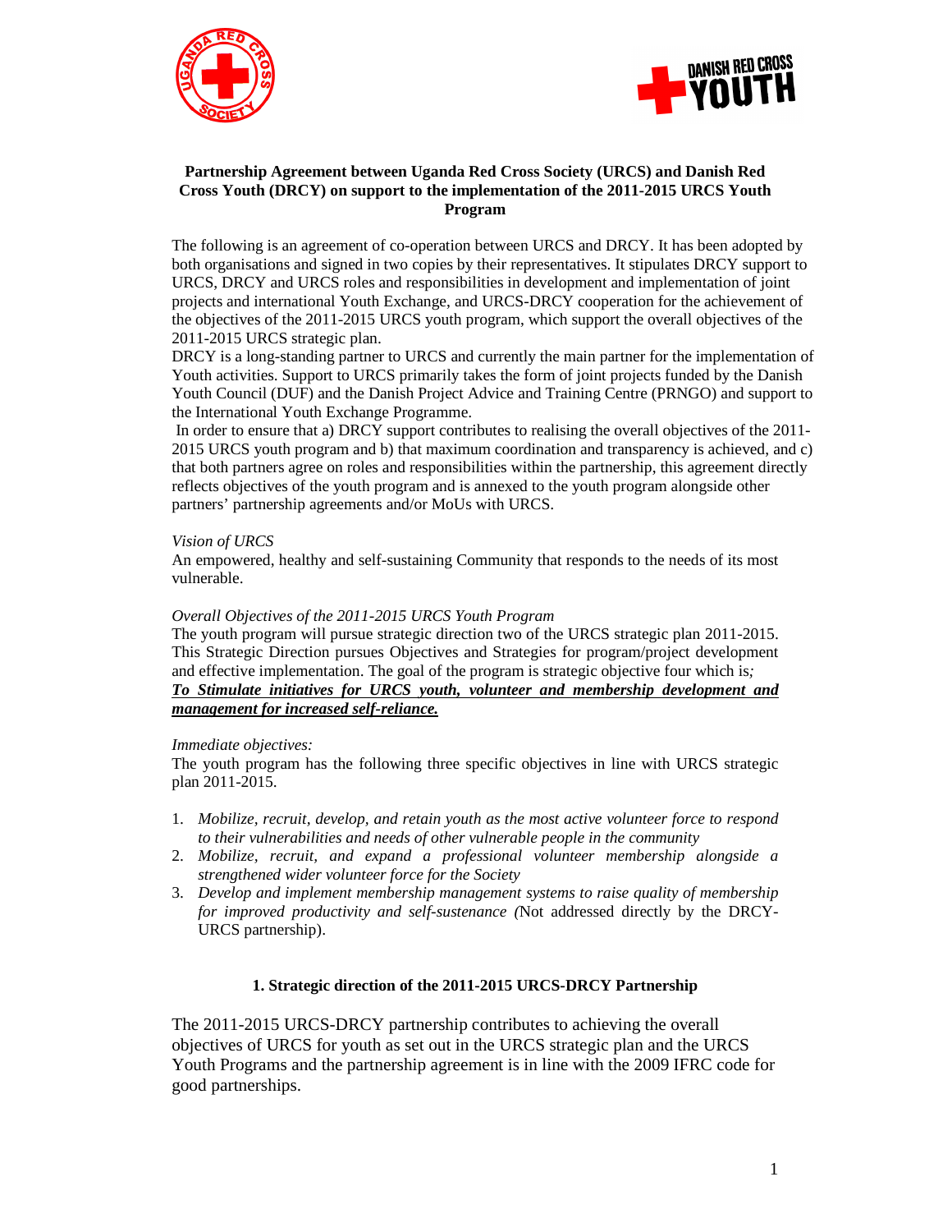**Partnership Agreement between Uganda Red Cross Society (URCS) and Danish Red Cross Youth (DRCY) on support to the implementation of the 2011-2015 URCS Youth Program**

The following is an agreement of co-operation between URCS and DRCY. It has been adopted by both organisations and signed in two copies by their representatives. It stipulates DRCY support to URCS, DRCY and URCS roles and responsibilities in development and implementation of joint projects and international Youth Exchange, and URCS-DRCY cooperation for the achievement of the objectives of the 2011-2015 URCS youth program, which support the overall objectives of the 2011-2015 URCS strategic plan.

DRCY is a long-standing partner to URCS and currently the main partner for the implementation of Youth activities. Support to URCS primarily takes the form of joint projects funded by the Danish Youth Council (DUF) and the Danish Project Advice and Training Centre (PRNGO) and support to the International Youth Exchange Programme.

In order to ensure that a) DRCY support contributes to realising the overall objectives of the 2011-2015 URCS youth program and b) that maximum coordination and transparency is achieved, and c) that both partners agree on roles and responsibilities within the partnership, this agreement directly reflects objectives of the youth program and is annexed to the youth program alongside other partners' partnership agreements and/or MoUs with URCS.

*Vision of URCS*

An empowered, healthy and self-sustaining Community that responds to the needs of its most vulnerable.

*Overall Objectives of the 2011-2015 URCS Youth Program*

The youth program will pursue strategic direction two of the URCS strategic plan 2011-2015. This Strategic Direction pursues Objectives and Strategies for program/project development and effective implementation. The goal of the program is strategic objective four which is*;*

***To Stimulate initiatives for URCS youth, volunteer and membership development and management for increased self-reliance.***

*Immediate objectives:*

The youth program has the following three specific objectives in line with URCS strategic plan 2011-2015.

1. *Mobilize, recruit, develop, and retain youth as the most active volunteer force to respond to their vulnerabilities and needs of other vulnerable people in the community*
2. *Mobilize, recruit, and expand a professional volunteer membership alongside a strengthened wider volunteer force for the Society*
3. *Develop and implement membership management systems to raise quality of membership for improved productivity and self-sustenance (*Not addressed directly by the DRCY-URCS partnership).

## 1. Strategic direction of the 2011-2015 URCS-DRCY Partnership

The 2011-2015 URCS-DRCY partnership contributes to achieving the overall objectives of URCS for youth as set out in the URCS strategic plan and the URCS Youth Programs and the partnership agreement is in line with the 2009 IFRC code for good partnerships.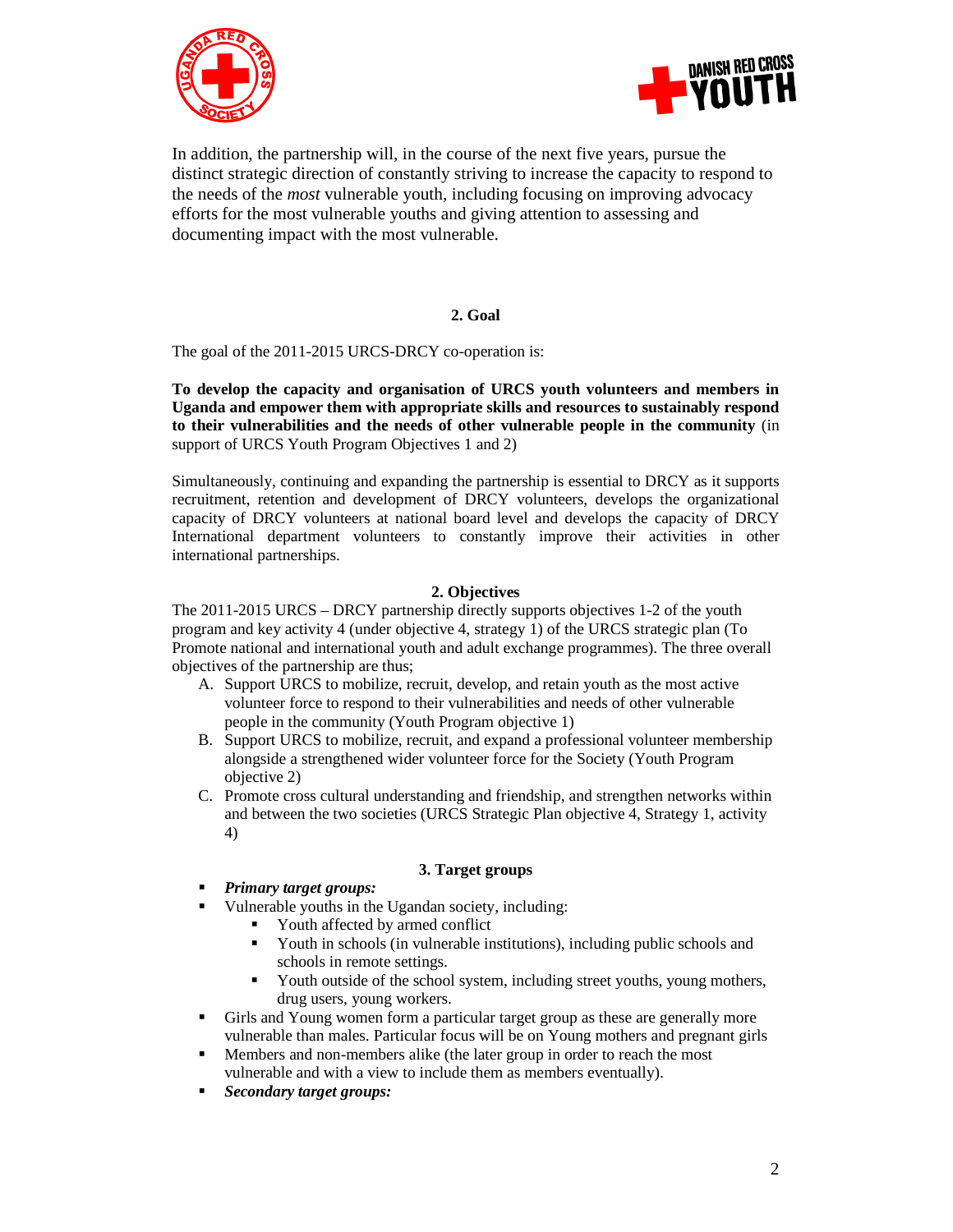In addition, the partnership will, in the course of the next five years, pursue the distinct strategic direction of constantly striving to increase the capacity to respond to the needs of the *most* vulnerable youth, including focusing on improving advocacy efforts for the most vulnerable youths and giving attention to assessing and documenting impact with the most vulnerable.

## 2. Goal

The goal of the 2011-2015 URCS-DRCY co-operation is:

**To develop the capacity and organisation of URCS youth volunteers and members in Uganda and empower them with appropriate skills and resources to sustainably respond to their vulnerabilities and the needs of other vulnerable people in the community** (in support of URCS Youth Program Objectives 1 and 2)

Simultaneously, continuing and expanding the partnership is essential to DRCY as it supports recruitment, retention and development of DRCY volunteers, develops the organizational capacity of DRCY volunteers at national board level and develops the capacity of DRCY International department volunteers to constantly improve their activities in other international partnerships.

## 2. Objectives

The 2011-2015 URCS – DRCY partnership directly supports objectives 1-2 of the youth program and key activity 4 (under objective 4, strategy 1) of the URCS strategic plan (To Promote national and international youth and adult exchange programmes). The three overall objectives of the partnership are thus;

A. Support URCS to mobilize, recruit, develop, and retain youth as the most active volunteer force to respond to their vulnerabilities and needs of other vulnerable people in the community (Youth Program objective 1)
B. Support URCS to mobilize, recruit, and expand a professional volunteer membership alongside a strengthened wider volunteer force for the Society (Youth Program objective 2)
C. Promote cross cultural understanding and friendship, and strengthen networks within and between the two societies (URCS Strategic Plan objective 4, Strategy 1, activity 4)

## 3. Target groups

- ***Primary target groups:***
- Vulnerable youths in the Ugandan society, including:
  - Youth affected by armed conflict
  - Youth in schools (in vulnerable institutions), including public schools and schools in remote settings.
  - Youth outside of the school system, including street youths, young mothers, drug users, young workers.
- Girls and Young women form a particular target group as these are generally more vulnerable than males. Particular focus will be on Young mothers and pregnant girls
- Members and non-members alike (the later group in order to reach the most vulnerable and with a view to include them as members eventually).
- ***Secondary target groups:***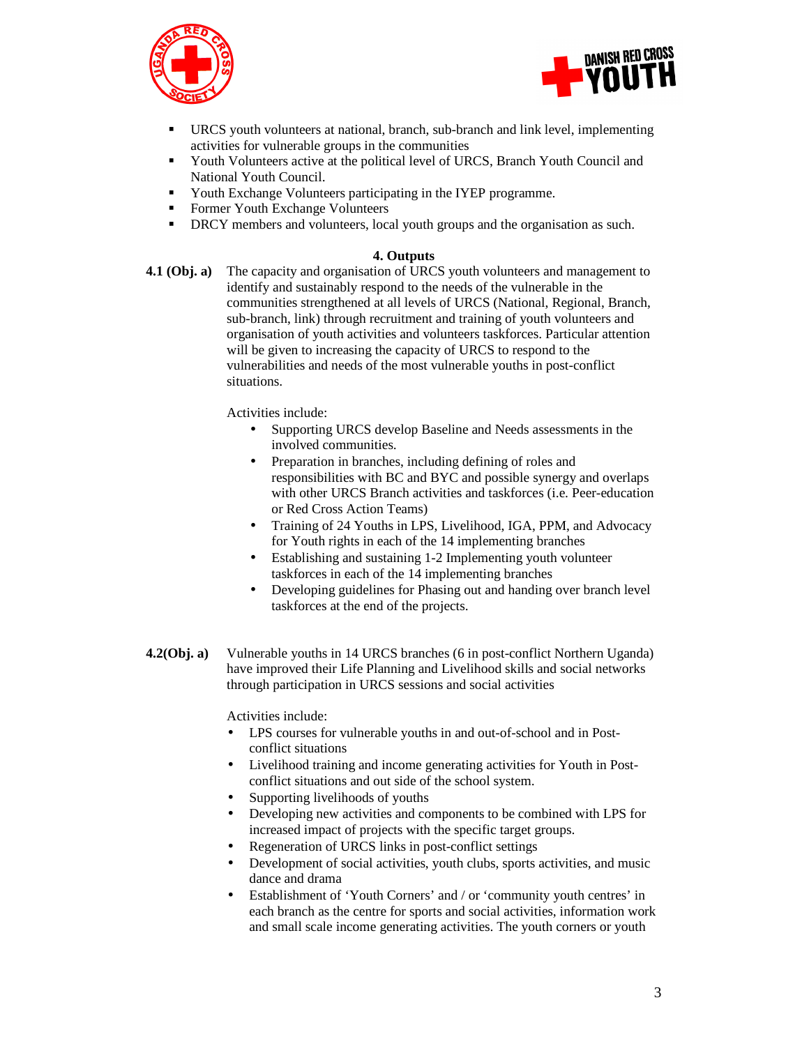- URCS youth volunteers at national, branch, sub-branch and link level, implementing activities for vulnerable groups in the communities
- Youth Volunteers active at the political level of URCS, Branch Youth Council and National Youth Council.
- Youth Exchange Volunteers participating in the IYEP programme.
- Former Youth Exchange Volunteers
- DRCY members and volunteers, local youth groups and the organisation as such.

## 4. Outputs

**4.1 (Obj. a)** The capacity and organisation of URCS youth volunteers and management to identify and sustainably respond to the needs of the vulnerable in the communities strengthened at all levels of URCS (National, Regional, Branch, sub-branch, link) through recruitment and training of youth volunteers and organisation of youth activities and volunteers taskforces. Particular attention will be given to increasing the capacity of URCS to respond to the vulnerabilities and needs of the most vulnerable youths in post-conflict situations.

Activities include:

- Supporting URCS develop Baseline and Needs assessments in the involved communities.
- Preparation in branches, including defining of roles and responsibilities with BC and BYC and possible synergy and overlaps with other URCS Branch activities and taskforces (i.e. Peer-education or Red Cross Action Teams)
- Training of 24 Youths in LPS, Livelihood, IGA, PPM, and Advocacy for Youth rights in each of the 14 implementing branches
- Establishing and sustaining 1-2 Implementing youth volunteer taskforces in each of the 14 implementing branches
- Developing guidelines for Phasing out and handing over branch level taskforces at the end of the projects.

**4.2(Obj. a)** Vulnerable youths in 14 URCS branches (6 in post-conflict Northern Uganda) have improved their Life Planning and Livelihood skills and social networks through participation in URCS sessions and social activities

Activities include:

- LPS courses for vulnerable youths in and out-of-school and in Post-conflict situations
- Livelihood training and income generating activities for Youth in Post-conflict situations and out side of the school system.
- Supporting livelihoods of youths
- Developing new activities and components to be combined with LPS for increased impact of projects with the specific target groups.
- Regeneration of URCS links in post-conflict settings
- Development of social activities, youth clubs, sports activities, and music dance and drama
- Establishment of 'Youth Corners' and / or 'community youth centres' in each branch as the centre for sports and social activities, information work and small scale income generating activities. The youth corners or youth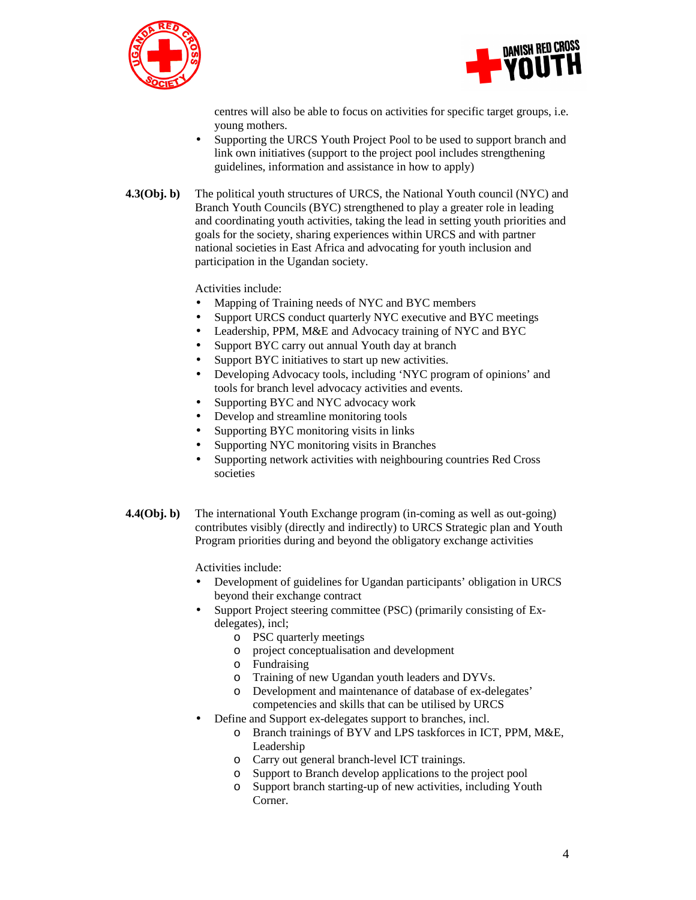centres will also be able to focus on activities for specific target groups, i.e. young mothers.

- Supporting the URCS Youth Project Pool to be used to support branch and link own initiatives (support to the project pool includes strengthening guidelines, information and assistance in how to apply)

**4.3(Obj. b)** The political youth structures of URCS, the National Youth council (NYC) and Branch Youth Councils (BYC) strengthened to play a greater role in leading and coordinating youth activities, taking the lead in setting youth priorities and goals for the society, sharing experiences within URCS and with partner national societies in East Africa and advocating for youth inclusion and participation in the Ugandan society.

Activities include:

- Mapping of Training needs of NYC and BYC members
- Support URCS conduct quarterly NYC executive and BYC meetings
- Leadership, PPM, M&E and Advocacy training of NYC and BYC
- Support BYC carry out annual Youth day at branch
- Support BYC initiatives to start up new activities.
- Developing Advocacy tools, including 'NYC program of opinions' and tools for branch level advocacy activities and events.
- Supporting BYC and NYC advocacy work
- Develop and streamline monitoring tools
- Supporting BYC monitoring visits in links
- Supporting NYC monitoring visits in Branches
- Supporting network activities with neighbouring countries Red Cross societies

**4.4(Obj. b)** The international Youth Exchange program (in-coming as well as out-going) contributes visibly (directly and indirectly) to URCS Strategic plan and Youth Program priorities during and beyond the obligatory exchange activities

Activities include:

- Development of guidelines for Ugandan participants' obligation in URCS beyond their exchange contract
- Support Project steering committee (PSC) (primarily consisting of Ex-delegates), incl;
  - PSC quarterly meetings
  - project conceptualisation and development
  - Fundraising
  - Training of new Ugandan youth leaders and DYVs.
  - Development and maintenance of database of ex-delegates' competencies and skills that can be utilised by URCS
- Define and Support ex-delegates support to branches, incl.
  - Branch trainings of BYV and LPS taskforces in ICT, PPM, M&E, Leadership
  - Carry out general branch-level ICT trainings.
  - Support to Branch develop applications to the project pool
  - Support branch starting-up of new activities, including Youth Corner.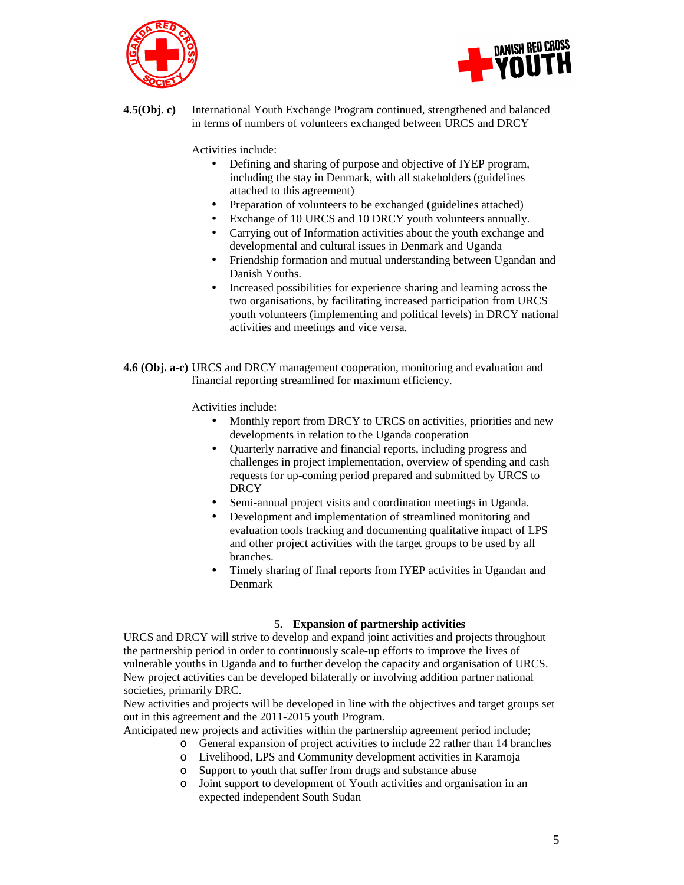**4.5(Obj. c)** International Youth Exchange Program continued, strengthened and balanced in terms of numbers of volunteers exchanged between URCS and DRCY

Activities include:

- Defining and sharing of purpose and objective of IYEP program, including the stay in Denmark, with all stakeholders (guidelines attached to this agreement)
- Preparation of volunteers to be exchanged (guidelines attached)
- Exchange of 10 URCS and 10 DRCY youth volunteers annually.
- Carrying out of Information activities about the youth exchange and developmental and cultural issues in Denmark and Uganda
- Friendship formation and mutual understanding between Ugandan and Danish Youths.
- Increased possibilities for experience sharing and learning across the two organisations, by facilitating increased participation from URCS youth volunteers (implementing and political levels) in DRCY national activities and meetings and vice versa.

**4.6 (Obj. a-c)** URCS and DRCY management cooperation, monitoring and evaluation and financial reporting streamlined for maximum efficiency.

Activities include:

- Monthly report from DRCY to URCS on activities, priorities and new developments in relation to the Uganda cooperation
- Quarterly narrative and financial reports, including progress and challenges in project implementation, overview of spending and cash requests for up-coming period prepared and submitted by URCS to DRCY
- Semi-annual project visits and coordination meetings in Uganda.
- Development and implementation of streamlined monitoring and evaluation tools tracking and documenting qualitative impact of LPS and other project activities with the target groups to be used by all branches.
- Timely sharing of final reports from IYEP activities in Ugandan and Denmark

## 5. Expansion of partnership activities

URCS and DRCY will strive to develop and expand joint activities and projects throughout the partnership period in order to continuously scale-up efforts to improve the lives of vulnerable youths in Uganda and to further develop the capacity and organisation of URCS. New project activities can be developed bilaterally or involving addition partner national societies, primarily DRC.

New activities and projects will be developed in line with the objectives and target groups set out in this agreement and the 2011-2015 youth Program.

Anticipated new projects and activities within the partnership agreement period include;

- General expansion of project activities to include 22 rather than 14 branches
- Livelihood, LPS and Community development activities in Karamoja
- Support to youth that suffer from drugs and substance abuse
- Joint support to development of Youth activities and organisation in an expected independent South Sudan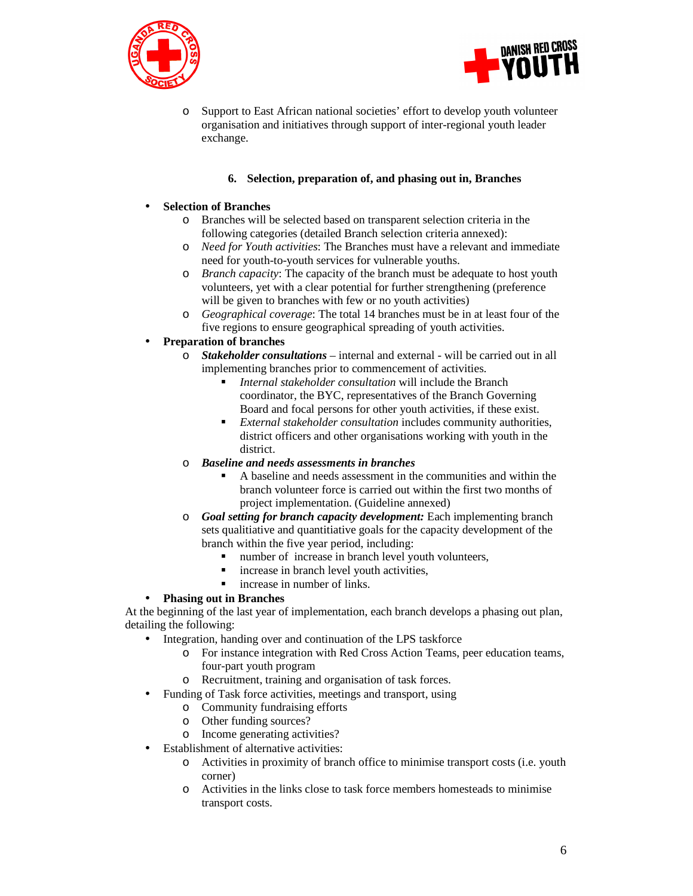- Support to East African national societies' effort to develop youth volunteer organisation and initiatives through support of inter-regional youth leader exchange.

### 6. Selection, preparation of, and phasing out in, Branches

- **Selection of Branches**
  - Branches will be selected based on transparent selection criteria in the following categories (detailed Branch selection criteria annexed):
  - *Need for Youth activities*: The Branches must have a relevant and immediate need for youth-to-youth services for vulnerable youths.
  - *Branch capacity*: The capacity of the branch must be adequate to host youth volunteers, yet with a clear potential for further strengthening (preference will be given to branches with few or no youth activities)
  - *Geographical coverage*: The total 14 branches must be in at least four of the five regions to ensure geographical spreading of youth activities.
- **Preparation of branches**
  - ***Stakeholder consultations*** – internal and external - will be carried out in all implementing branches prior to commencement of activities.
    - *Internal stakeholder consultation* will include the Branch coordinator, the BYC, representatives of the Branch Governing Board and focal persons for other youth activities, if these exist.
    - *External stakeholder consultation* includes community authorities, district officers and other organisations working with youth in the district.
  - ***Baseline and needs assessments in branches***
    - A baseline and needs assessment in the communities and within the branch volunteer force is carried out within the first two months of project implementation. (Guideline annexed)
  - ***Goal setting for branch capacity development:*** Each implementing branch sets qualitiative and quantitiative goals for the capacity development of the branch within the five year period, including:
    - number of increase in branch level youth volunteers,
    - increase in branch level youth activities,
    - increase in number of links.
- **Phasing out in Branches**

At the beginning of the last year of implementation, each branch develops a phasing out plan, detailing the following:

- Integration, handing over and continuation of the LPS taskforce
  - For instance integration with Red Cross Action Teams, peer education teams, four-part youth program
  - Recruitment, training and organisation of task forces.
- Funding of Task force activities, meetings and transport, using
  - Community fundraising efforts
  - Other funding sources?
  - Income generating activities?
- Establishment of alternative activities:
  - Activities in proximity of branch office to minimise transport costs (i.e. youth corner)
  - Activities in the links close to task force members homesteads to minimise transport costs.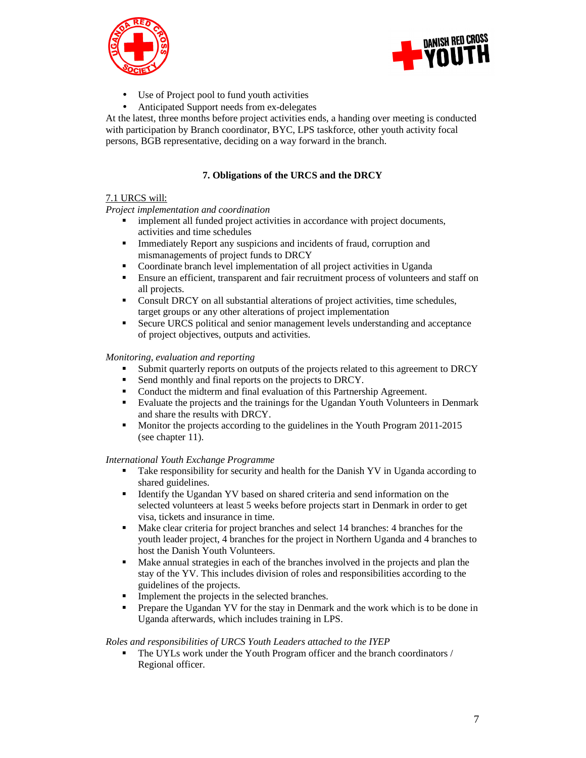- Use of Project pool to fund youth activities
- Anticipated Support needs from ex-delegates

At the latest, three months before project activities ends, a handing over meeting is conducted with participation by Branch coordinator, BYC, LPS taskforce, other youth activity focal persons, BGB representative, deciding on a way forward in the branch.

## 7. Obligations of the URCS and the DRCY

7.1 URCS will:

*Project implementation and coordination*

- implement all funded project activities in accordance with project documents, activities and time schedules
- Immediately Report any suspicions and incidents of fraud, corruption and mismanagements of project funds to DRCY
- Coordinate branch level implementation of all project activities in Uganda
- Ensure an efficient, transparent and fair recruitment process of volunteers and staff on all projects.
- Consult DRCY on all substantial alterations of project activities, time schedules, target groups or any other alterations of project implementation
- Secure URCS political and senior management levels understanding and acceptance of project objectives, outputs and activities.

*Monitoring, evaluation and reporting*

- Submit quarterly reports on outputs of the projects related to this agreement to DRCY
- Send monthly and final reports on the projects to DRCY.
- Conduct the midterm and final evaluation of this Partnership Agreement.
- Evaluate the projects and the trainings for the Ugandan Youth Volunteers in Denmark and share the results with DRCY.
- Monitor the projects according to the guidelines in the Youth Program 2011-2015 (see chapter 11).

*International Youth Exchange Programme*

- Take responsibility for security and health for the Danish YV in Uganda according to shared guidelines.
- Identify the Ugandan YV based on shared criteria and send information on the selected volunteers at least 5 weeks before projects start in Denmark in order to get visa, tickets and insurance in time.
- Make clear criteria for project branches and select 14 branches: 4 branches for the youth leader project, 4 branches for the project in Northern Uganda and 4 branches to host the Danish Youth Volunteers.
- Make annual strategies in each of the branches involved in the projects and plan the stay of the YV. This includes division of roles and responsibilities according to the guidelines of the projects.
- Implement the projects in the selected branches.
- Prepare the Ugandan YV for the stay in Denmark and the work which is to be done in Uganda afterwards, which includes training in LPS.

*Roles and responsibilities of URCS Youth Leaders attached to the IYEP*

- The UYLs work under the Youth Program officer and the branch coordinators / Regional officer.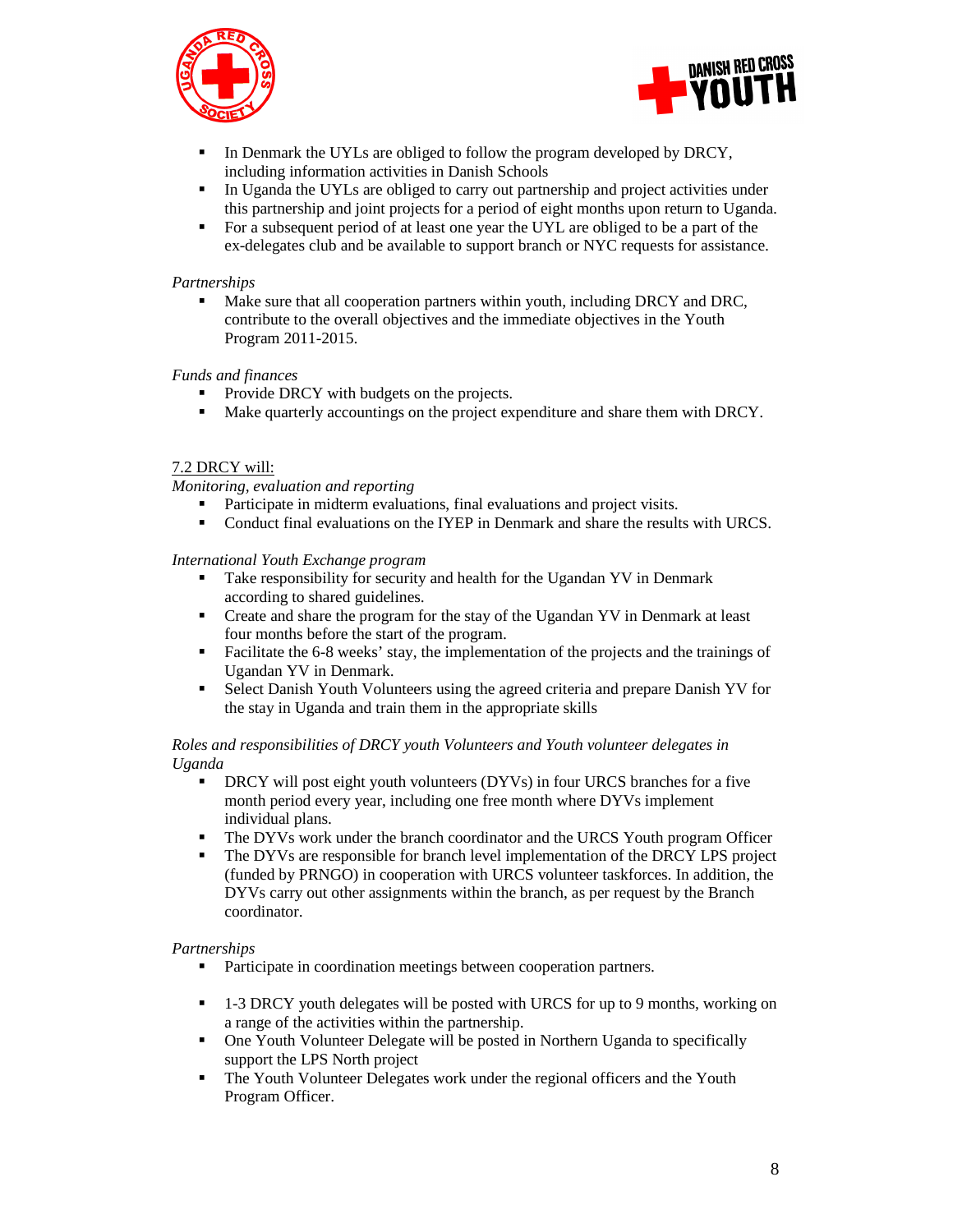- In Denmark the UYLs are obliged to follow the program developed by DRCY, including information activities in Danish Schools
- In Uganda the UYLs are obliged to carry out partnership and project activities under this partnership and joint projects for a period of eight months upon return to Uganda.
- For a subsequent period of at least one year the UYL are obliged to be a part of the ex-delegates club and be available to support branch or NYC requests for assistance.

*Partnerships*

- Make sure that all cooperation partners within youth, including DRCY and DRC, contribute to the overall objectives and the immediate objectives in the Youth Program 2011-2015.

*Funds and finances*

- Provide DRCY with budgets on the projects.
- Make quarterly accountings on the project expenditure and share them with DRCY.

## 7.2 DRCY will:

*Monitoring, evaluation and reporting*

- Participate in midterm evaluations, final evaluations and project visits.
- Conduct final evaluations on the IYEP in Denmark and share the results with URCS.

*International Youth Exchange program*

- Take responsibility for security and health for the Ugandan YV in Denmark according to shared guidelines.
- Create and share the program for the stay of the Ugandan YV in Denmark at least four months before the start of the program.
- Facilitate the 6-8 weeks' stay, the implementation of the projects and the trainings of Ugandan YV in Denmark.
- Select Danish Youth Volunteers using the agreed criteria and prepare Danish YV for the stay in Uganda and train them in the appropriate skills

*Roles and responsibilities of DRCY youth Volunteers and Youth volunteer delegates in Uganda*

- DRCY will post eight youth volunteers (DYVs) in four URCS branches for a five month period every year, including one free month where DYVs implement individual plans.
- The DYVs work under the branch coordinator and the URCS Youth program Officer
- The DYVs are responsible for branch level implementation of the DRCY LPS project (funded by PRNGO) in cooperation with URCS volunteer taskforces. In addition, the DYVs carry out other assignments within the branch, as per request by the Branch coordinator.

*Partnerships*

- Participate in coordination meetings between cooperation partners.

- 1-3 DRCY youth delegates will be posted with URCS for up to 9 months, working on a range of the activities within the partnership.
- One Youth Volunteer Delegate will be posted in Northern Uganda to specifically support the LPS North project
- The Youth Volunteer Delegates work under the regional officers and the Youth Program Officer.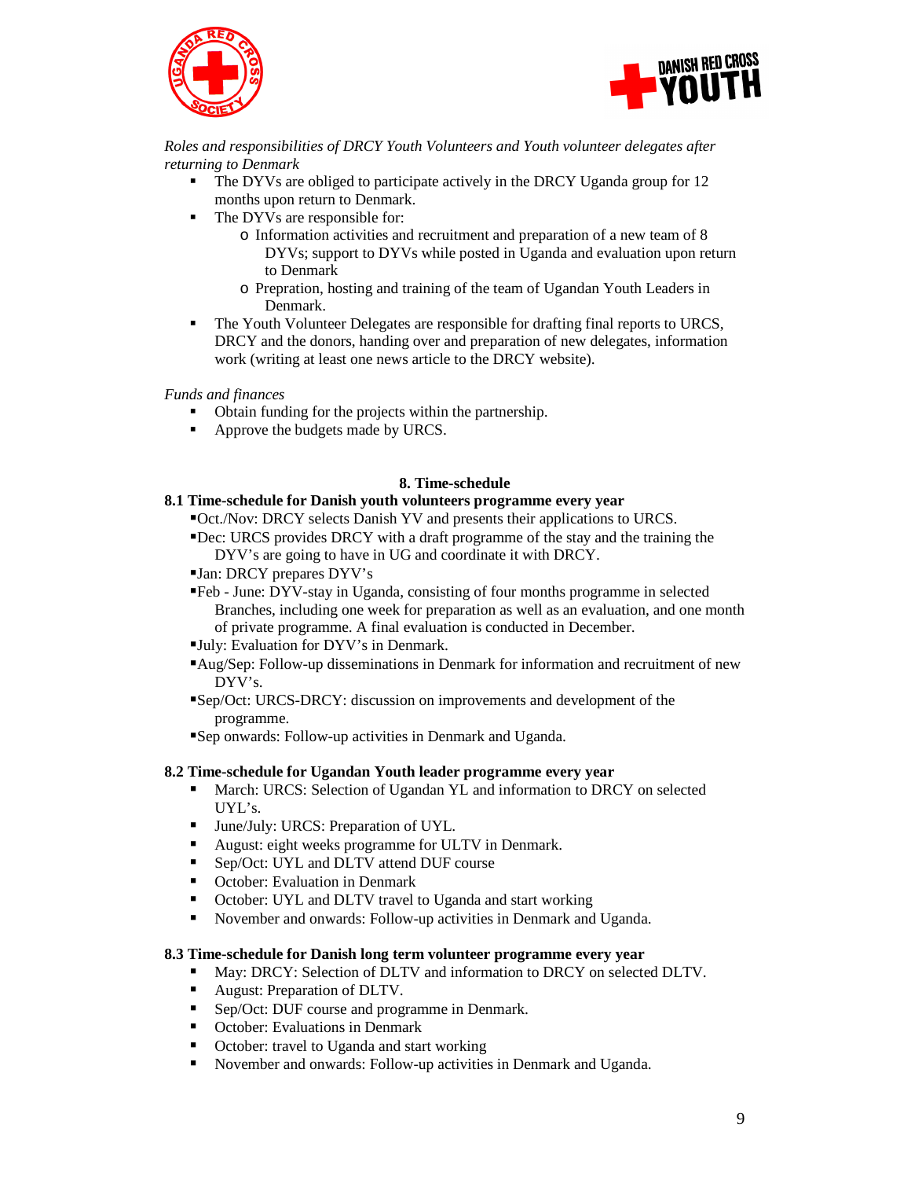*Roles and responsibilities of DRCY Youth Volunteers and Youth volunteer delegates after returning to Denmark*

- The DYVs are obliged to participate actively in the DRCY Uganda group for 12 months upon return to Denmark.
- The DYVs are responsible for:
  - Information activities and recruitment and preparation of a new team of 8 DYVs; support to DYVs while posted in Uganda and evaluation upon return to Denmark
  - Prepration, hosting and training of the team of Ugandan Youth Leaders in Denmark.
- The Youth Volunteer Delegates are responsible for drafting final reports to URCS, DRCY and the donors, handing over and preparation of new delegates, information work (writing at least one news article to the DRCY website).

*Funds and finances*

- Obtain funding for the projects within the partnership.
- Approve the budgets made by URCS.

## 8. Time-schedule

### 8.1 Time-schedule for Danish youth volunteers programme every year

- Oct./Nov: DRCY selects Danish YV and presents their applications to URCS.
- Dec: URCS provides DRCY with a draft programme of the stay and the training the DYV's are going to have in UG and coordinate it with DRCY.
- Jan: DRCY prepares DYV's
- Feb - June: DYV-stay in Uganda, consisting of four months programme in selected Branches, including one week for preparation as well as an evaluation, and one month of private programme. A final evaluation is conducted in December.
- July: Evaluation for DYV's in Denmark.
- Aug/Sep: Follow-up disseminations in Denmark for information and recruitment of new DYV's.
- Sep/Oct: URCS-DRCY: discussion on improvements and development of the programme.
- Sep onwards: Follow-up activities in Denmark and Uganda.

### 8.2 Time-schedule for Ugandan Youth leader programme every year

- March: URCS: Selection of Ugandan YL and information to DRCY on selected UYL's.
- June/July: URCS: Preparation of UYL.
- August: eight weeks programme for ULTV in Denmark.
- Sep/Oct: UYL and DLTV attend DUF course
- October: Evaluation in Denmark
- October: UYL and DLTV travel to Uganda and start working
- November and onwards: Follow-up activities in Denmark and Uganda.

### 8.3 Time-schedule for Danish long term volunteer programme every year

- May: DRCY: Selection of DLTV and information to DRCY on selected DLTV.
- August: Preparation of DLTV.
- Sep/Oct: DUF course and programme in Denmark.
- October: Evaluations in Denmark
- October: travel to Uganda and start working
- November and onwards: Follow-up activities in Denmark and Uganda.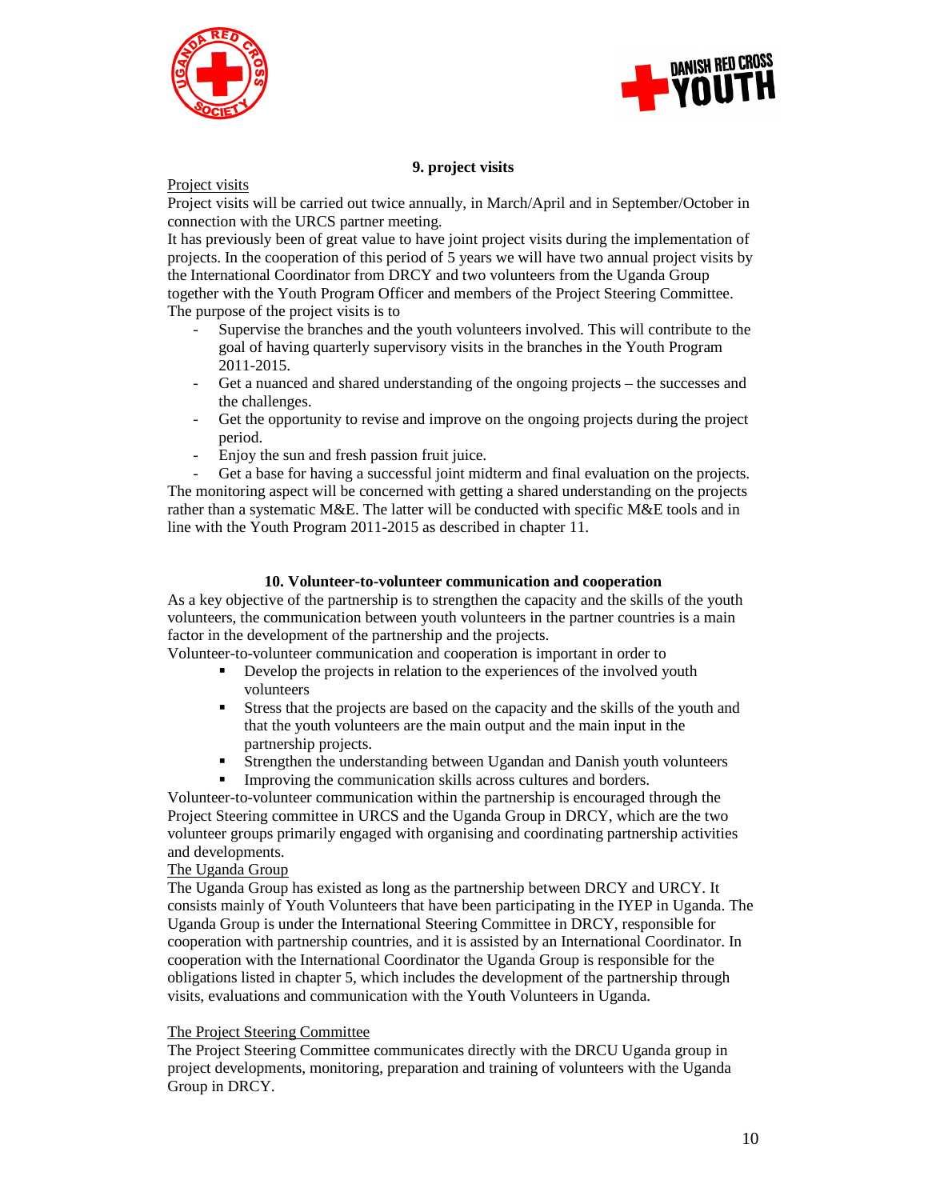## 9. project visits

Project visits

Project visits will be carried out twice annually, in March/April and in September/October in connection with the URCS partner meeting.

It has previously been of great value to have joint project visits during the implementation of projects. In the cooperation of this period of 5 years we will have two annual project visits by the International Coordinator from DRCY and two volunteers from the Uganda Group together with the Youth Program Officer and members of the Project Steering Committee.

The purpose of the project visits is to

- Supervise the branches and the youth volunteers involved. This will contribute to the goal of having quarterly supervisory visits in the branches in the Youth Program 2011-2015.
- Get a nuanced and shared understanding of the ongoing projects – the successes and the challenges.
- Get the opportunity to revise and improve on the ongoing projects during the project period.
- Enjoy the sun and fresh passion fruit juice.
- Get a base for having a successful joint midterm and final evaluation on the projects.

The monitoring aspect will be concerned with getting a shared understanding on the projects rather than a systematic M&E. The latter will be conducted with specific M&E tools and in line with the Youth Program 2011-2015 as described in chapter 11.

## 10. Volunteer-to-volunteer communication and cooperation

As a key objective of the partnership is to strengthen the capacity and the skills of the youth volunteers, the communication between youth volunteers in the partner countries is a main factor in the development of the partnership and the projects.

Volunteer-to-volunteer communication and cooperation is important in order to

- Develop the projects in relation to the experiences of the involved youth volunteers
- Stress that the projects are based on the capacity and the skills of the youth and that the youth volunteers are the main output and the main input in the partnership projects.
- Strengthen the understanding between Ugandan and Danish youth volunteers
- Improving the communication skills across cultures and borders.

Volunteer-to-volunteer communication within the partnership is encouraged through the Project Steering committee in URCS and the Uganda Group in DRCY, which are the two volunteer groups primarily engaged with organising and coordinating partnership activities and developments.

The Uganda Group

The Uganda Group has existed as long as the partnership between DRCY and URCY. It consists mainly of Youth Volunteers that have been participating in the IYEP in Uganda. The Uganda Group is under the International Steering Committee in DRCY, responsible for cooperation with partnership countries, and it is assisted by an International Coordinator. In cooperation with the International Coordinator the Uganda Group is responsible for the obligations listed in chapter 5, which includes the development of the partnership through visits, evaluations and communication with the Youth Volunteers in Uganda.

The Project Steering Committee

The Project Steering Committee communicates directly with the DRCU Uganda group in project developments, monitoring, preparation and training of volunteers with the Uganda Group in DRCY.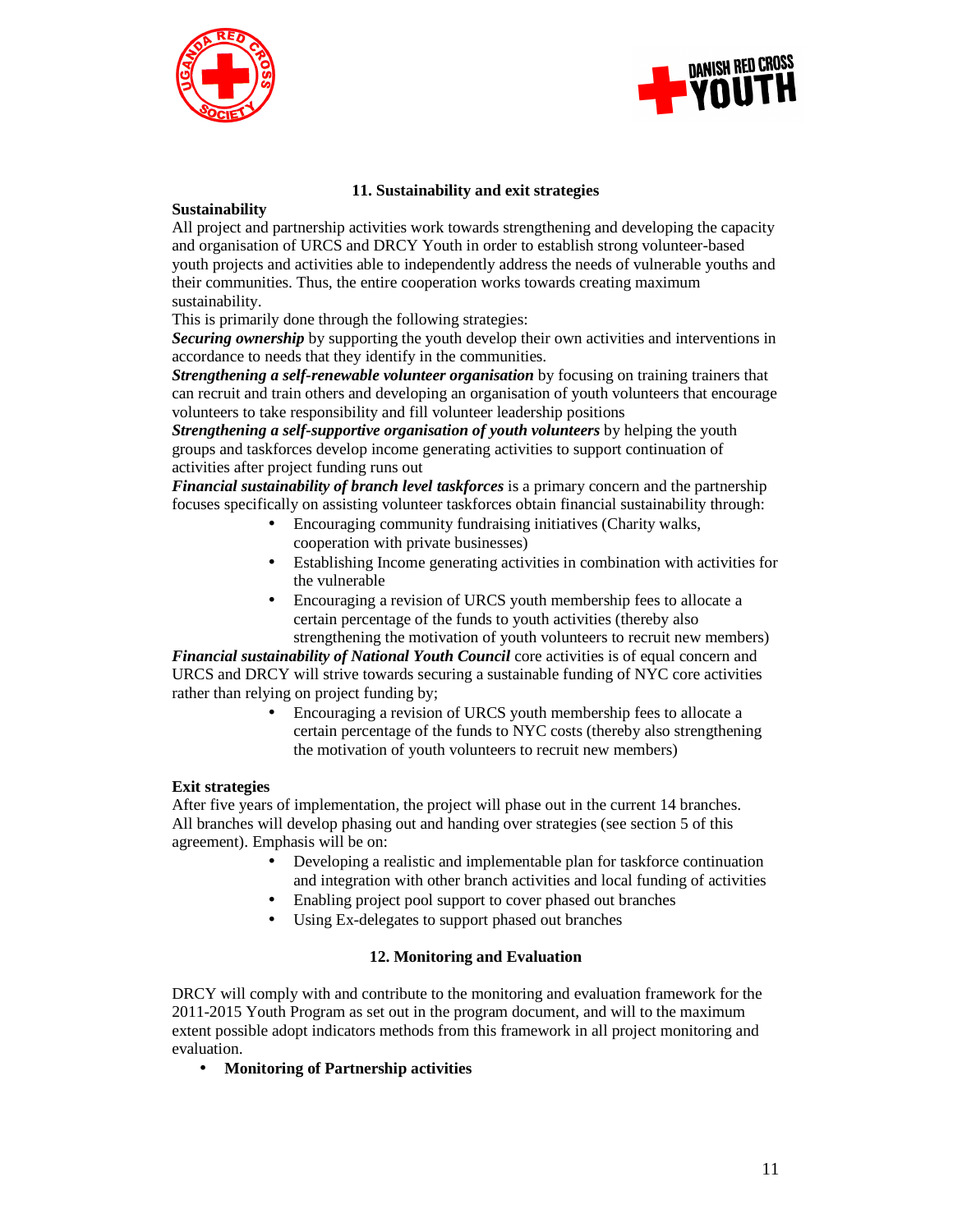## 11. Sustainability and exit strategies

**Sustainability**

All project and partnership activities work towards strengthening and developing the capacity and organisation of URCS and DRCY Youth in order to establish strong volunteer-based youth projects and activities able to independently address the needs of vulnerable youths and their communities. Thus, the entire cooperation works towards creating maximum sustainability.

This is primarily done through the following strategies:

***Securing ownership*** by supporting the youth develop their own activities and interventions in accordance to needs that they identify in the communities.

***Strengthening a self-renewable volunteer organisation*** by focusing on training trainers that can recruit and train others and developing an organisation of youth volunteers that encourage volunteers to take responsibility and fill volunteer leadership positions

***Strengthening a self-supportive organisation of youth volunteers*** by helping the youth groups and taskforces develop income generating activities to support continuation of activities after project funding runs out

***Financial sustainability of branch level taskforces*** is a primary concern and the partnership focuses specifically on assisting volunteer taskforces obtain financial sustainability through:

- Encouraging community fundraising initiatives (Charity walks, cooperation with private businesses)
- Establishing Income generating activities in combination with activities for the vulnerable
- Encouraging a revision of URCS youth membership fees to allocate a certain percentage of the funds to youth activities (thereby also strengthening the motivation of youth volunteers to recruit new members)

***Financial sustainability of National Youth Council*** core activities is of equal concern and URCS and DRCY will strive towards securing a sustainable funding of NYC core activities rather than relying on project funding by;

- Encouraging a revision of URCS youth membership fees to allocate a certain percentage of the funds to NYC costs (thereby also strengthening the motivation of youth volunteers to recruit new members)

**Exit strategies**

After five years of implementation, the project will phase out in the current 14 branches. All branches will develop phasing out and handing over strategies (see section 5 of this agreement). Emphasis will be on:

- Developing a realistic and implementable plan for taskforce continuation and integration with other branch activities and local funding of activities
- Enabling project pool support to cover phased out branches
- Using Ex-delegates to support phased out branches

## 12. Monitoring and Evaluation

DRCY will comply with and contribute to the monitoring and evaluation framework for the 2011-2015 Youth Program as set out in the program document, and will to the maximum extent possible adopt indicators methods from this framework in all project monitoring and evaluation.

- **Monitoring of Partnership activities**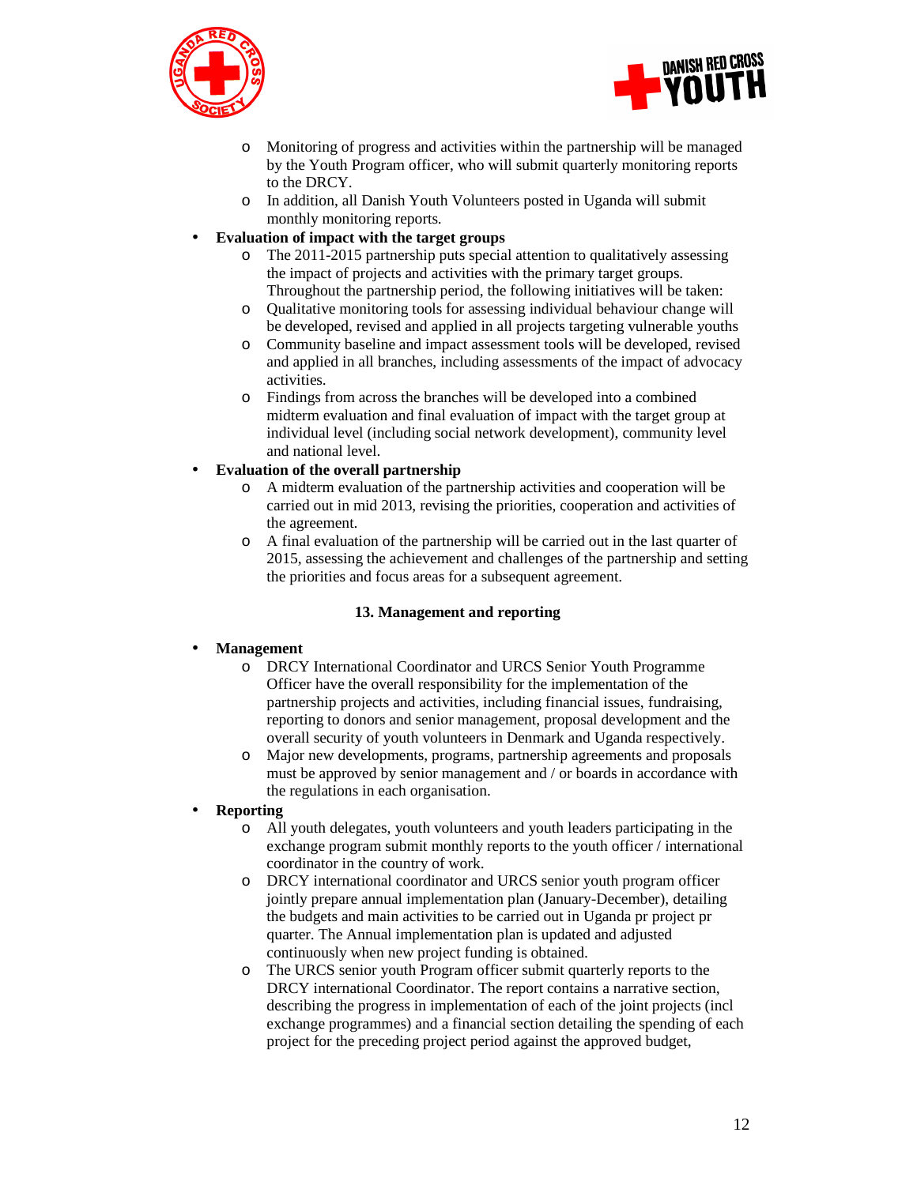- Monitoring of progress and activities within the partnership will be managed by the Youth Program officer, who will submit quarterly monitoring reports to the DRCY.
  - In addition, all Danish Youth Volunteers posted in Uganda will submit monthly monitoring reports.

- **Evaluation of impact with the target groups**
  - The 2011-2015 partnership puts special attention to qualitatively assessing the impact of projects and activities with the primary target groups. Throughout the partnership period, the following initiatives will be taken:
  - Qualitative monitoring tools for assessing individual behaviour change will be developed, revised and applied in all projects targeting vulnerable youths
  - Community baseline and impact assessment tools will be developed, revised and applied in all branches, including assessments of the impact of advocacy activities.
  - Findings from across the branches will be developed into a combined midterm evaluation and final evaluation of impact with the target group at individual level (including social network development), community level and national level.

- **Evaluation of the overall partnership**
  - A midterm evaluation of the partnership activities and cooperation will be carried out in mid 2013, revising the priorities, cooperation and activities of the agreement.
  - A final evaluation of the partnership will be carried out in the last quarter of 2015, assessing the achievement and challenges of the partnership and setting the priorities and focus areas for a subsequent agreement.

## 13. Management and reporting

- **Management**
  - DRCY International Coordinator and URCS Senior Youth Programme Officer have the overall responsibility for the implementation of the partnership projects and activities, including financial issues, fundraising, reporting to donors and senior management, proposal development and the overall security of youth volunteers in Denmark and Uganda respectively.
  - Major new developments, programs, partnership agreements and proposals must be approved by senior management and / or boards in accordance with the regulations in each organisation.

- **Reporting**
  - All youth delegates, youth volunteers and youth leaders participating in the exchange program submit monthly reports to the youth officer / international coordinator in the country of work.
  - DRCY international coordinator and URCS senior youth program officer jointly prepare annual implementation plan (January-December), detailing the budgets and main activities to be carried out in Uganda pr project pr quarter. The Annual implementation plan is updated and adjusted continuously when new project funding is obtained.
  - The URCS senior youth Program officer submit quarterly reports to the DRCY international Coordinator. The report contains a narrative section, describing the progress in implementation of each of the joint projects (incl exchange programmes) and a financial section detailing the spending of each project for the preceding project period against the approved budget,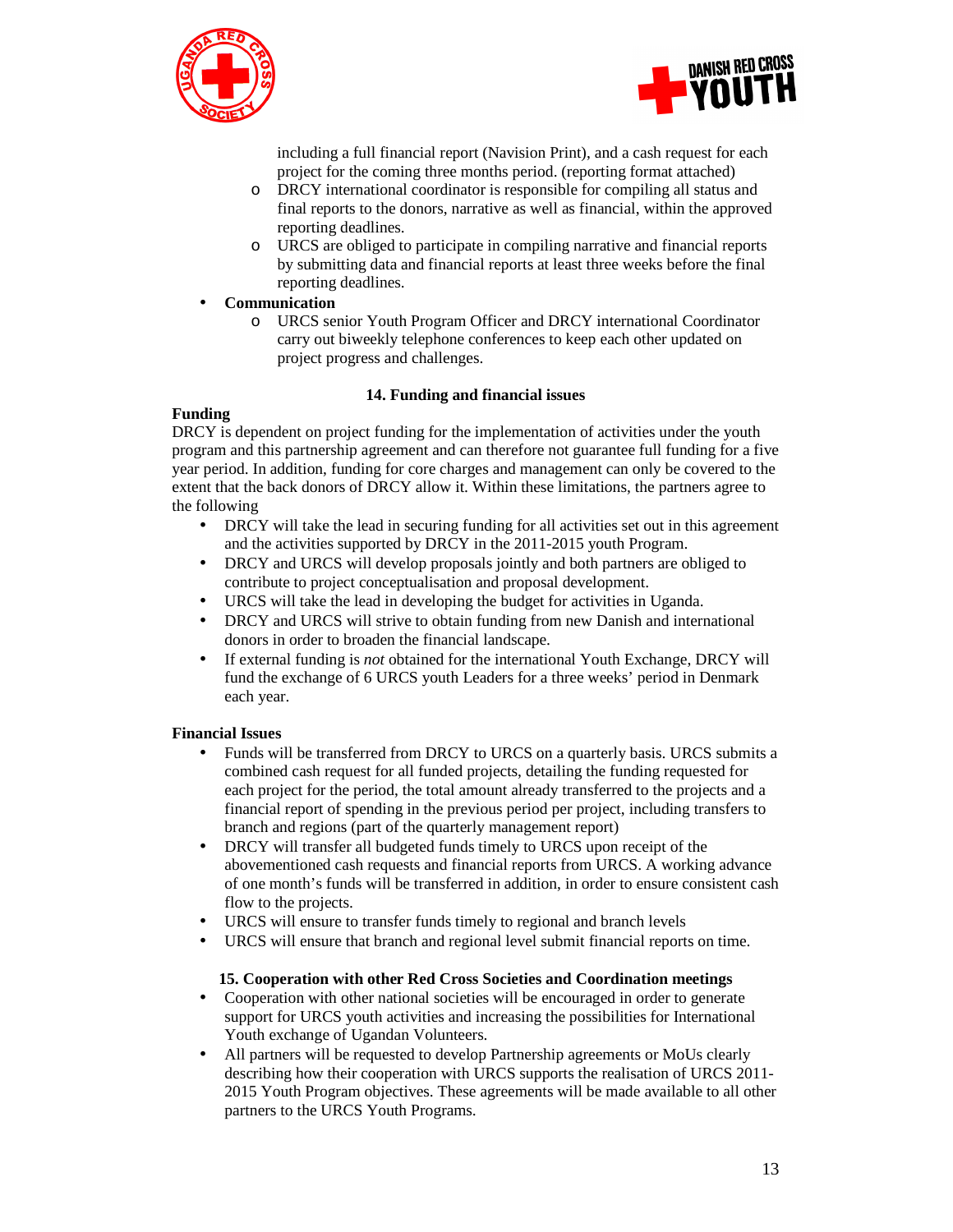including a full financial report (Navision Print), and a cash request for each project for the coming three months period. (reporting format attached)

  - DRCY international coordinator is responsible for compiling all status and final reports to the donors, narrative as well as financial, within the approved reporting deadlines.
  - URCS are obliged to participate in compiling narrative and financial reports by submitting data and financial reports at least three weeks before the final reporting deadlines.

- **Communication**
  - URCS senior Youth Program Officer and DRCY international Coordinator carry out biweekly telephone conferences to keep each other updated on project progress and challenges.

## 14. Funding and financial issues

**Funding**

DRCY is dependent on project funding for the implementation of activities under the youth program and this partnership agreement and can therefore not guarantee full funding for a five year period. In addition, funding for core charges and management can only be covered to the extent that the back donors of DRCY allow it. Within these limitations, the partners agree to the following

- DRCY will take the lead in securing funding for all activities set out in this agreement and the activities supported by DRCY in the 2011-2015 youth Program.
- DRCY and URCS will develop proposals jointly and both partners are obliged to contribute to project conceptualisation and proposal development.
- URCS will take the lead in developing the budget for activities in Uganda.
- DRCY and URCS will strive to obtain funding from new Danish and international donors in order to broaden the financial landscape.
- If external funding is *not* obtained for the international Youth Exchange, DRCY will fund the exchange of 6 URCS youth Leaders for a three weeks' period in Denmark each year.

**Financial Issues**

- Funds will be transferred from DRCY to URCS on a quarterly basis. URCS submits a combined cash request for all funded projects, detailing the funding requested for each project for the period, the total amount already transferred to the projects and a financial report of spending in the previous period per project, including transfers to branch and regions (part of the quarterly management report)
- DRCY will transfer all budgeted funds timely to URCS upon receipt of the abovementioned cash requests and financial reports from URCS. A working advance of one month's funds will be transferred in addition, in order to ensure consistent cash flow to the projects.
- URCS will ensure to transfer funds timely to regional and branch levels
- URCS will ensure that branch and regional level submit financial reports on time.

## 15. Cooperation with other Red Cross Societies and Coordination meetings

- Cooperation with other national societies will be encouraged in order to generate support for URCS youth activities and increasing the possibilities for International Youth exchange of Ugandan Volunteers.
- All partners will be requested to develop Partnership agreements or MoUs clearly describing how their cooperation with URCS supports the realisation of URCS 2011-2015 Youth Program objectives. These agreements will be made available to all other partners to the URCS Youth Programs.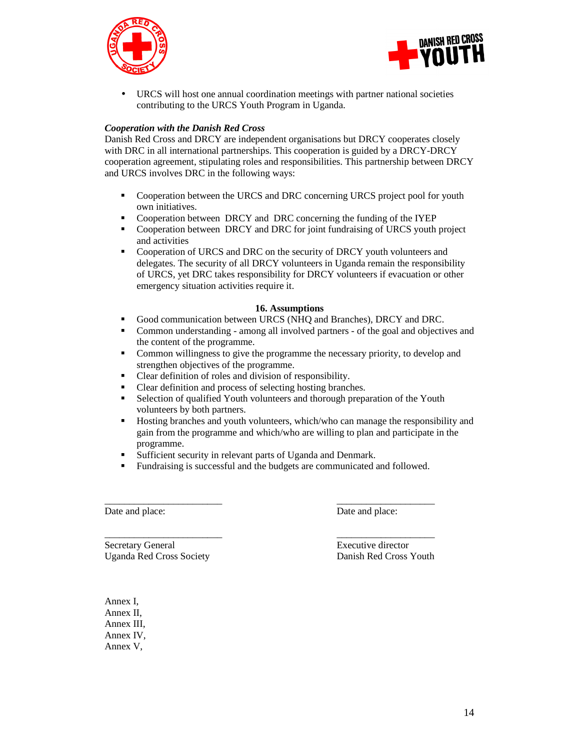- URCS will host one annual coordination meetings with partner national societies contributing to the URCS Youth Program in Uganda.

***Cooperation with the Danish Red Cross***

Danish Red Cross and DRCY are independent organisations but DRCY cooperates closely with DRC in all international partnerships. This cooperation is guided by a DRCY-DRCY cooperation agreement, stipulating roles and responsibilities. This partnership between DRCY and URCS involves DRC in the following ways:

- Cooperation between the URCS and DRC concerning URCS project pool for youth own initiatives.
- Cooperation between DRCY and DRC concerning the funding of the IYEP
- Cooperation between DRCY and DRC for joint fundraising of URCS youth project and activities
- Cooperation of URCS and DRC on the security of DRCY youth volunteers and delegates. The security of all DRCY volunteers in Uganda remain the responsibility of URCS, yet DRC takes responsibility for DRCY volunteers if evacuation or other emergency situation activities require it.

## 16. Assumptions

- Good communication between URCS (NHQ and Branches), DRCY and DRC.
- Common understanding - among all involved partners - of the goal and objectives and the content of the programme.
- Common willingness to give the programme the necessary priority, to develop and strengthen objectives of the programme.
- Clear definition of roles and division of responsibility.
- Clear definition and process of selecting hosting branches.
- Selection of qualified Youth volunteers and thorough preparation of the Youth volunteers by both partners.
- Hosting branches and youth volunteers, which/who can manage the responsibility and gain from the programme and which/who are willing to plan and participate in the programme.
- Sufficient security in relevant parts of Uganda and Denmark.
- Fundraising is successful and the budgets are communicated and followed.

________________________

Date and place:

________________________

Secretary General
Uganda Red Cross Society

____________________

Date and place:

____________________

Executive director
Danish Red Cross Youth

Annex I,
Annex II,
Annex III,
Annex IV,
Annex V,